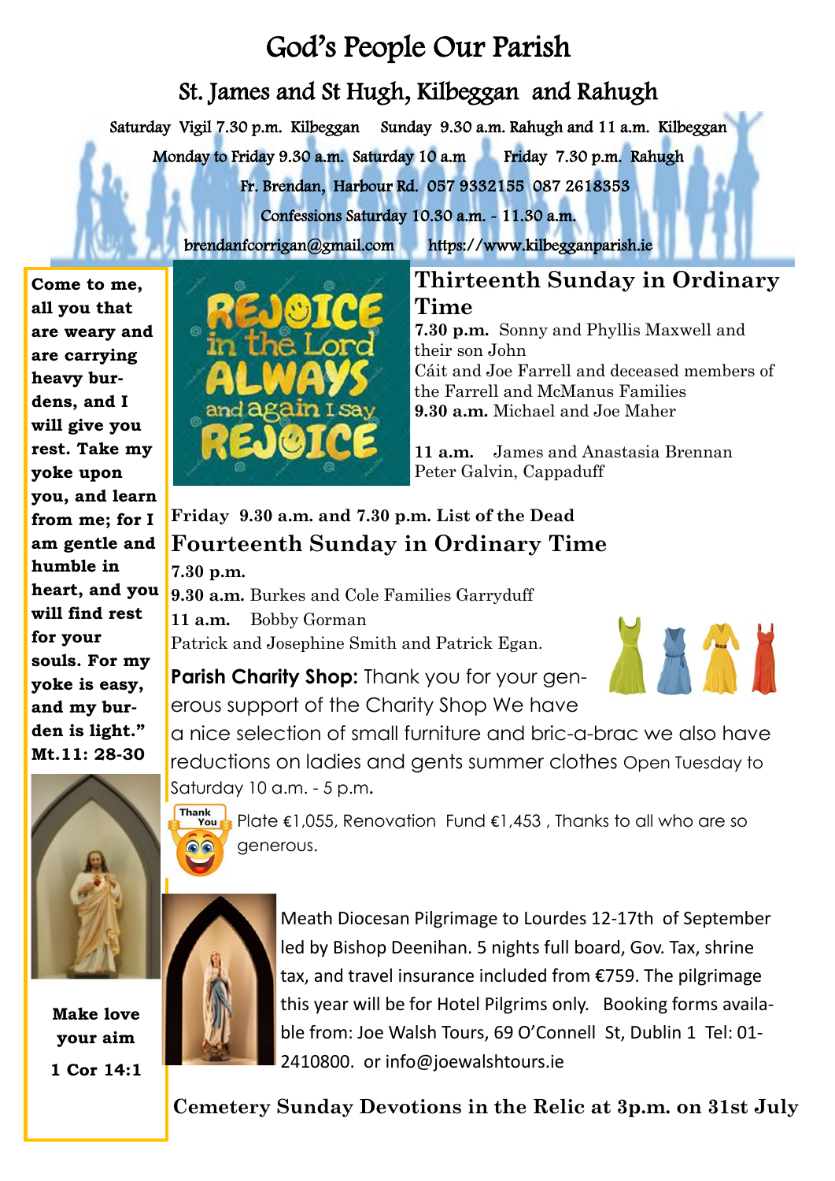# God's People Our Parish

## St. James and St Hugh, Kilbeggan and Rahugh

Saturday Vigil 7.30 p.m. Kilbeggan Sunday 9.30 a.m. Rahugh and 11 a.m. Kilbeggan

Monday to Friday 9.30 a.m. Saturday 10 a.m Friday 7.30 p.m. Rahugh

Fr. Brendan, Harbour Rd. 057 9332155 087 2618353

Confessions Saturday 10.30 a.m. - 11.30 a.m.

brendanfcorrigan@gmail.com https://www.kilbegganparish.ie

**Come to me, all you that are weary and are carrying heavy burdens, and I will give you rest. Take my yoke upon you, and learn from me; for I am gentle and humble in heart, and you will find rest for your souls. For my yoke is easy, and my burden is light." Mt.11: 28-30**

**Make love your aim**

**1 Cor 14:1**

REJOICE in the Lord ALWAYS and again I say REJOICE

## Thirteenth Sunday in Ordinary Time

**7.30 p.m.** Sonny and Phyllis Maxwell and their son John
Cáit and Joe Farrell and deceased members of the Farrell and McManus Families

**9.30 a.m.** Michael and Joe Maher

**11 a.m.** James and Anastasia Brennan
Peter Galvin, Cappaduff

**Friday 9.30 a.m. and 7.30 p.m. List of the Dead**

## Fourteenth Sunday in Ordinary Time

**7.30 p.m.**

**9.30 a.m.** Burkes and Cole Families Garryduff

**11 a.m.** Bobby Gorman
Patrick and Josephine Smith and Patrick Egan.

**Parish Charity Shop:** Thank you for your generous support of the Charity Shop We have a nice selection of small furniture and bric-a-brac we also have reductions on ladies and gents summer clothes Open Tuesday to Saturday 10 a.m. - 5 p.m.

Plate €1,055, Renovation Fund €1,453 , Thanks to all who are so generous.

Meath Diocesan Pilgrimage to Lourdes 12-17th of September led by Bishop Deenihan. 5 nights full board, Gov. Tax, shrine tax, and travel insurance included from €759. The pilgrimage this year will be for Hotel Pilgrims only. Booking forms available from: Joe Walsh Tours, 69 O'Connell St, Dublin 1 Tel: 01-2410800. or info@joewalshtours.ie

**Cemetery Sunday Devotions in the Relic at 3p.m. on 31st July**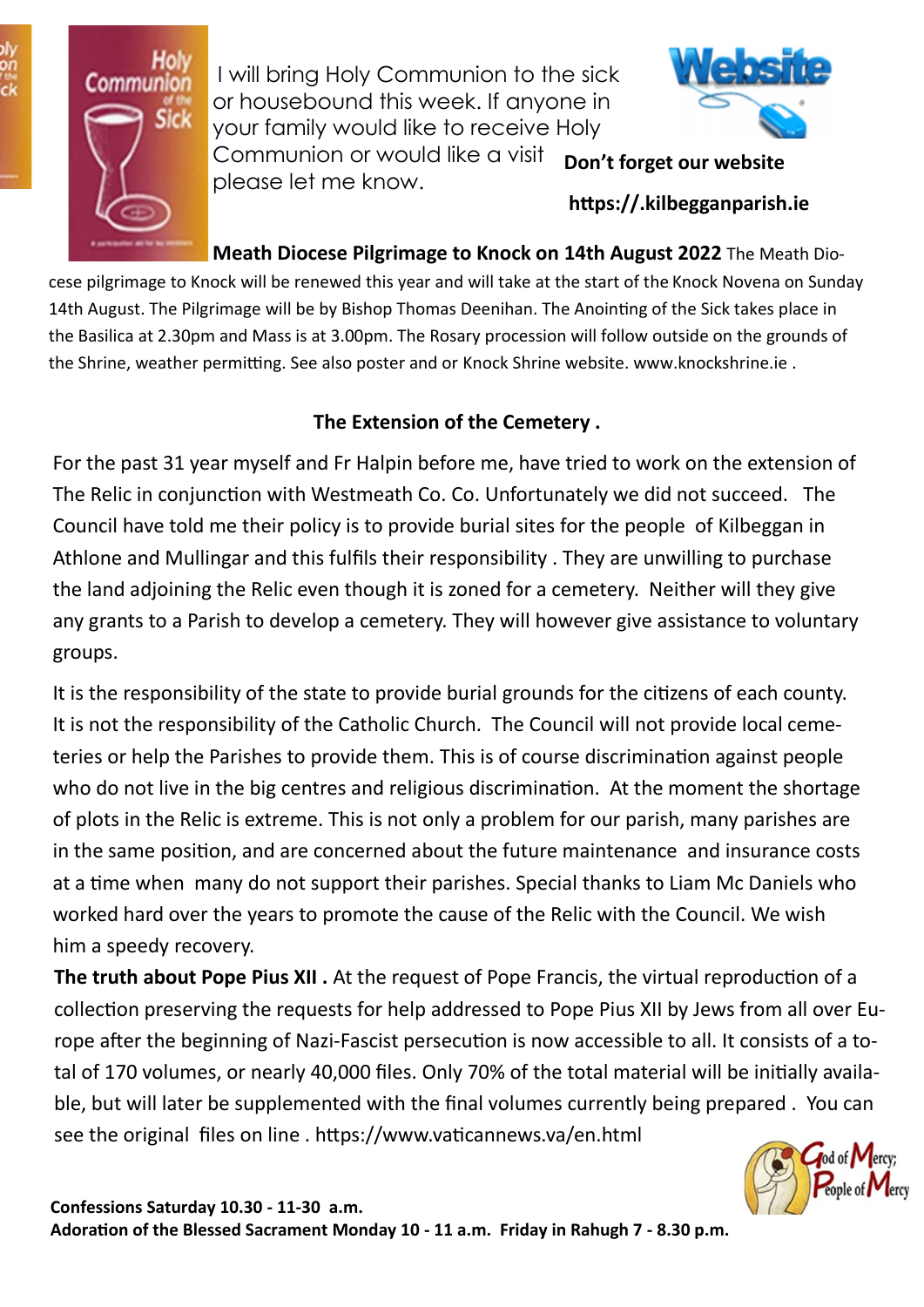I will bring Holy Communion to the sick or housebound this week. If anyone in your family would like to receive Holy Communion or would like a visit please let me know.

**Don't forget our website**

**https://.kilbegganparish.ie**

**Meath Diocese Pilgrimage to Knock on 14th August 2022** The Meath Diocese pilgrimage to Knock will be renewed this year and will take at the start of the Knock Novena on Sunday 14th August. The Pilgrimage will be by Bishop Thomas Deenihan. The Anointing of the Sick takes place in the Basilica at 2.30pm and Mass is at 3.00pm. The Rosary procession will follow outside on the grounds of the Shrine, weather permitting. See also poster and or Knock Shrine website. www.knockshrine.ie .

**The Extension of the Cemetery .**

For the past 31 year myself and Fr Halpin before me, have tried to work on the extension of The Relic in conjunction with Westmeath Co. Co. Unfortunately we did not succeed. The Council have told me their policy is to provide burial sites for the people of Kilbeggan in Athlone and Mullingar and this fulfils their responsibility . They are unwilling to purchase the land adjoining the Relic even though it is zoned for a cemetery. Neither will they give any grants to a Parish to develop a cemetery. They will however give assistance to voluntary groups.

It is the responsibility of the state to provide burial grounds for the citizens of each county. It is not the responsibility of the Catholic Church. The Council will not provide local cemeteries or help the Parishes to provide them. This is of course discrimination against people who do not live in the big centres and religious discrimination. At the moment the shortage of plots in the Relic is extreme. This is not only a problem for our parish, many parishes are in the same position, and are concerned about the future maintenance and insurance costs at a time when many do not support their parishes. Special thanks to Liam Mc Daniels who worked hard over the years to promote the cause of the Relic with the Council. We wish him a speedy recovery.

**The truth about Pope Pius XII .** At the request of Pope Francis, the virtual reproduction of a collection preserving the requests for help addressed to Pope Pius XII by Jews from all over Europe after the beginning of Nazi-Fascist persecution is now accessible to all. It consists of a total of 170 volumes, or nearly 40,000 files. Only 70% of the total material will be initially available, but will later be supplemented with the final volumes currently being prepared . You can see the original files on line . https://www.vaticannews.va/en.html

**Confessions Saturday 10.30 - 11-30 a.m.**
**Adoration of the Blessed Sacrament Monday 10 - 11 a.m. Friday in Rahugh 7 - 8.30 p.m.**